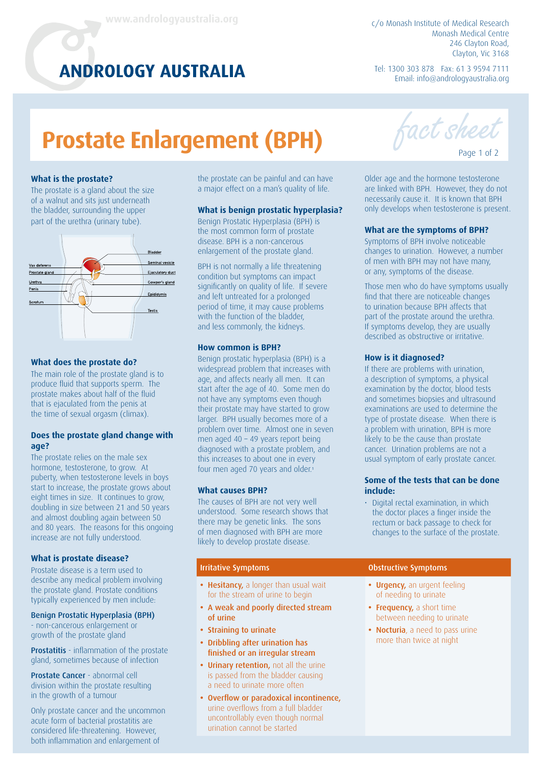www.andrologyaustralia.org

# ANDROLOGY AUSTRALIA

c/o Monash Institute of Medical Research
Monash Medical Centre
246 Clayton Road,
Clayton, Vic 3168

Tel: 1300 303 878 Fax: 61 3 9594 7111
Email: info@andrologyaustralia.org

# Prostate Enlargement (BPH)

*fact sheet*

### What is the prostate?

The prostate is a gland about the size of a walnut and sits just underneath the bladder, surrounding the upper part of the urethra (urinary tube).

Bladder
Seminal vesicle
Ejaculatory duct
Cowper's gland
Epididymis
Testis
Vas deferens
Prostate gland
Urethra
Penis
Scrotum

### What does the prostate do?

The main role of the prostate gland is to produce fluid that supports sperm. The prostate makes about half of the fluid that is ejaculated from the penis at the time of sexual orgasm (climax).

### Does the prostate gland change with age?

The prostate relies on the male sex hormone, testosterone, to grow. At puberty, when testosterone levels in boys start to increase, the prostate grows about eight times in size. It continues to grow, doubling in size between 21 and 50 years and almost doubling again between 50 and 80 years. The reasons for this ongoing increase are not fully understood.

### What is prostate disease?

Prostate disease is a term used to describe any medical problem involving the prostate gland. Prostate conditions typically experienced by men include:

Benign Prostatic Hyperplasia (BPH) - non-cancerous enlargement or growth of the prostate gland

**Prostatitis** - inflammation of the prostate gland, sometimes because of infection

**Prostate Cancer** - abnormal cell division within the prostate resulting in the growth of a tumour

Only prostate cancer and the uncommon acute form of bacterial prostatitis are considered life-threatening. However, both inflammation and enlargement of the prostate can be painful and can have a major effect on a man's quality of life.

### What is benign prostatic hyperplasia?

Benign Prostatic Hyperplasia (BPH) is the most common form of prostate disease. BPH is a non-cancerous enlargement of the prostate gland.

BPH is not normally a life threatening condition but symptoms can impact significantly on quality of life. If severe and left untreated for a prolonged period of time, it may cause problems with the function of the bladder, and less commonly, the kidneys.

### How common is BPH?

Benign prostatic hyperplasia (BPH) is a widespread problem that increases with age, and affects nearly all men. It can start after the age of 40. Some men do not have any symptoms even though their prostate may have started to grow larger. BPH usually becomes more of a problem over time. Almost one in seven men aged 40 – 49 years report being diagnosed with a prostate problem, and this increases to about one in every four men aged 70 years and older.[1]

### What causes BPH?

The causes of BPH are not very well understood. Some research shows that there may be genetic links. The sons of men diagnosed with BPH are more likely to develop prostate disease.

Older age and the hormone testosterone are linked with BPH. However, they do not necessarily cause it. It is known that BPH only develops when testosterone is present.

### What are the symptoms of BPH?

Symptoms of BPH involve noticeable changes to urination. However, a number of men with BPH may not have many, or any, symptoms of the disease.

Those men who do have symptoms usually find that there are noticeable changes to urination because BPH affects that part of the prostate around the urethra. If symptoms develop, they are usually described as obstructive or irritative.

### How is it diagnosed?

If there are problems with urination, a description of symptoms, a physical examination by the doctor, blood tests and sometimes biopsies and ultrasound examinations are used to determine the type of prostate disease. When there is a problem with urination, BPH is more likely to be the cause than prostate cancer. Urination problems are not a usual symptom of early prostate cancer.

### Some of the tests that can be done include:

- Digital rectal examination, in which the doctor places a finger inside the rectum or back passage to check for changes to the surface of the prostate.

#### Irritative Symptoms

- **Hesitancy,** a longer than usual wait for the stream of urine to begin
- **A weak and poorly directed stream of urine**
- **Straining to urinate**
- **Dribbling after urination has finished or an irregular stream**
- **Urinary retention,** not all the urine is passed from the bladder causing a need to urinate more often
- **Overflow or paradoxical incontinence,** urine overflows from a full bladder uncontrollably even though normal urination cannot be started

#### Obstructive Symptoms

- **Urgency,** an urgent feeling of needing to urinate
- **Frequency,** a short time between needing to urinate
- **Nocturia**, a need to pass urine more than twice at night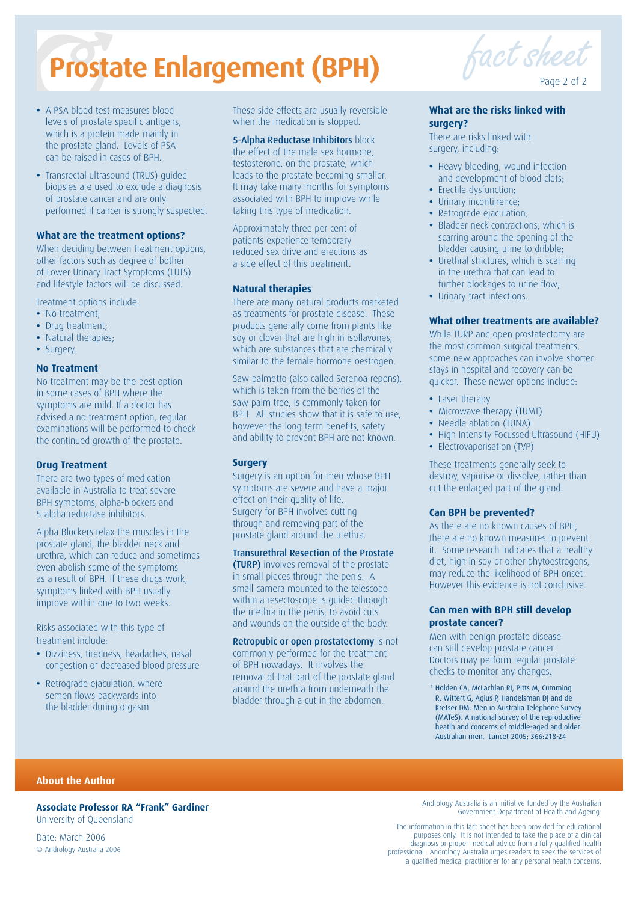# Prostate Enlargement (BPH)

- A PSA blood test measures blood levels of prostate specific antigens, which is a protein made mainly in the prostate gland. Levels of PSA can be raised in cases of BPH.
- Transrectal ultrasound (TRUS) guided biopsies are used to exclude a diagnosis of prostate cancer and are only performed if cancer is strongly suspected.

### What are the treatment options?

When deciding between treatment options, other factors such as degree of bother of Lower Urinary Tract Symptoms (LUTS) and lifestyle factors will be discussed.

Treatment options include:

- No treatment;
- Drug treatment;
- Natural therapies;
- Surgery.

### No Treatment

No treatment may be the best option in some cases of BPH where the symptoms are mild. If a doctor has advised a no treatment option, regular examinations will be performed to check the continued growth of the prostate.

### Drug Treatment

There are two types of medication available in Australia to treat severe BPH symptoms, alpha-blockers and 5-alpha reductase inhibitors.

Alpha Blockers relax the muscles in the prostate gland, the bladder neck and urethra, which can reduce and sometimes even abolish some of the symptoms as a result of BPH. If these drugs work, symptoms linked with BPH usually improve within one to two weeks.

Risks associated with this type of treatment include:

- Dizziness, tiredness, headaches, nasal congestion or decreased blood pressure
- Retrograde ejaculation, where semen flows backwards into the bladder during orgasm

These side effects are usually reversible when the medication is stopped.

**5-Alpha Reductase Inhibitors** block the effect of the male sex hormone, testosterone, on the prostate, which leads to the prostate becoming smaller. It may take many months for symptoms associated with BPH to improve while taking this type of medication.

Approximately three per cent of patients experience temporary reduced sex drive and erections as a side effect of this treatment.

### Natural therapies

There are many natural products marketed as treatments for prostate disease. These products generally come from plants like soy or clover that are high in isoflavones, which are substances that are chemically similar to the female hormone oestrogen.

Saw palmetto (also called Serenoa repens), which is taken from the berries of the saw palm tree, is commonly taken for BPH. All studies show that it is safe to use, however the long-term benefits, safety and ability to prevent BPH are not known.

### Surgery

Surgery is an option for men whose BPH symptoms are severe and have a major effect on their quality of life. Surgery for BPH involves cutting through and removing part of the prostate gland around the urethra.

**Transurethral Resection of the Prostate (TURP)** involves removal of the prostate in small pieces through the penis. A small camera mounted to the telescope within a resectoscope is guided through the urethra in the penis, to avoid cuts and wounds on the outside of the body.

**Retropubic or open prostatectomy** is not commonly performed for the treatment of BPH nowadays. It involves the removal of that part of the prostate gland around the urethra from underneath the bladder through a cut in the abdomen.

### What are the risks linked with surgery?

There are risks linked with surgery, including:

- Heavy bleeding, wound infection and development of blood clots;
- Erectile dysfunction;
- Urinary incontinence;
- Retrograde ejaculation;
- Bladder neck contractions; which is scarring around the opening of the bladder causing urine to dribble;
- Urethral strictures, which is scarring in the urethra that can lead to further blockages to urine flow;
- Urinary tract infections.

### What other treatments are available?

While TURP and open prostatectomy are the most common surgical treatments, some new approaches can involve shorter stays in hospital and recovery can be quicker. These newer options include:

- Laser therapy
- Microwave therapy (TUMT)
- Needle ablation (TUNA)
- High Intensity Focussed Ultrasound (HIFU)
- Electrovaporisation (TVP)

These treatments generally seek to destroy, vaporise or dissolve, rather than cut the enlarged part of the gland.

### Can BPH be prevented?

As there are no known causes of BPH, there are no known measures to prevent it. Some research indicates that a healthy diet, high in soy or other phytoestrogens, may reduce the likelihood of BPH onset. However this evidence is not conclusive.

### Can men with BPH still develop prostate cancer?

Men with benign prostate disease can still develop prostate cancer. Doctors may perform regular prostate checks to monitor any changes.

[1] Holden CA, McLachlan RI, Pitts M, Cumming R, Wittert G, Agius P, Handelsman DJ and de Kretser DM. Men in Australia Telephone Survey (MATeS): A national survey of the reproductive heatlh and concerns of middle-aged and older Australian men. Lancet 2005; 366:218-24

### About the Author

**Associate Professor RA "Frank" Gardiner**
University of Queensland

Date: March 2006
© Andrology Australia 2006

Andrology Australia is an initiative funded by the Australian Government Department of Health and Ageing.

The information in this fact sheet has been provided for educational purposes only. It is not intended to take the place of a clinical diagnosis or proper medical advice from a fully qualified health professional. Andrology Australia urges readers to seek the services of a qualified medical practitioner for any personal health concerns.